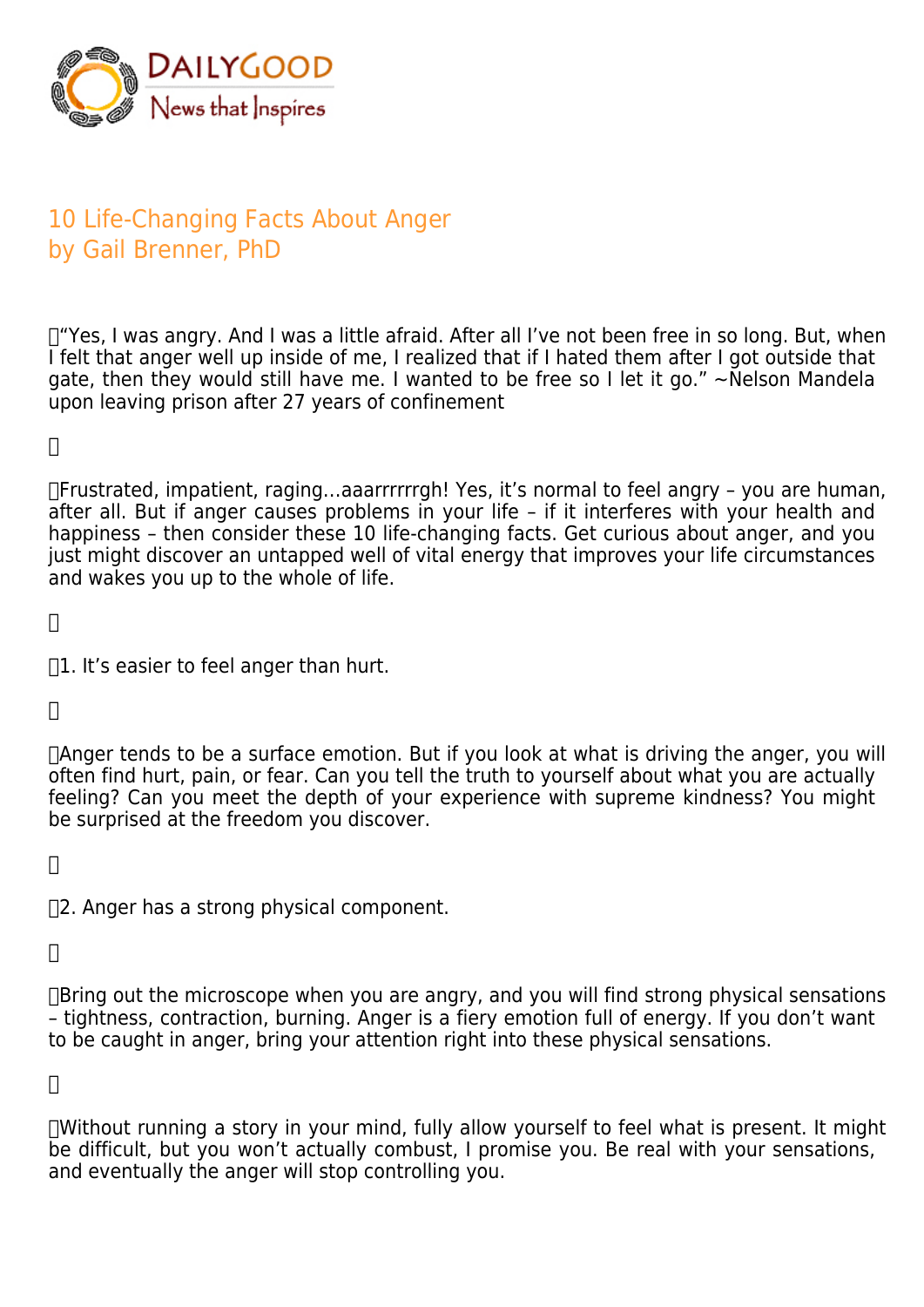DAILYGOOD
News that Inspires

# 10 Life-Changing Facts About Anger
by Gail Brenner, PhD

"Yes, I was angry. And I was a little afraid. After all I've not been free in so long. But, when I felt that anger well up inside of me, I realized that if I hated them after I got outside that gate, then they would still have me. I wanted to be free so I let it go." ~Nelson Mandela upon leaving prison after 27 years of confinement

Frustrated, impatient, raging…aaarrrrrrgh! Yes, it's normal to feel angry – you are human, after all. But if anger causes problems in your life – if it interferes with your health and happiness – then consider these 10 life-changing facts. Get curious about anger, and you just might discover an untapped well of vital energy that improves your life circumstances and wakes you up to the whole of life.

1. It's easier to feel anger than hurt.

Anger tends to be a surface emotion. But if you look at what is driving the anger, you will often find hurt, pain, or fear. Can you tell the truth to yourself about what you are actually feeling? Can you meet the depth of your experience with supreme kindness? You might be surprised at the freedom you discover.

2. Anger has a strong physical component.

Bring out the microscope when you are angry, and you will find strong physical sensations – tightness, contraction, burning. Anger is a fiery emotion full of energy. If you don't want to be caught in anger, bring your attention right into these physical sensations.

Without running a story in your mind, fully allow yourself to feel what is present. It might be difficult, but you won't actually combust, I promise you. Be real with your sensations, and eventually the anger will stop controlling you.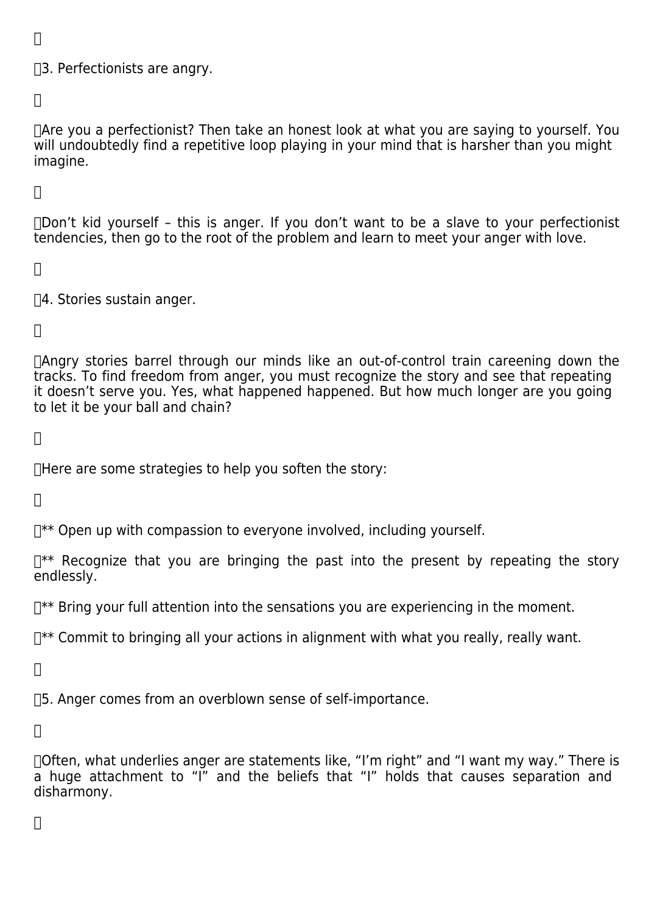3. Perfectionists are angry.

Are you a perfectionist? Then take an honest look at what you are saying to yourself. You will undoubtedly find a repetitive loop playing in your mind that is harsher than you might imagine.

Don't kid yourself – this is anger. If you don't want to be a slave to your perfectionist tendencies, then go to the root of the problem and learn to meet your anger with love.

4. Stories sustain anger.

Angry stories barrel through our minds like an out-of-control train careening down the tracks. To find freedom from anger, you must recognize the story and see that repeating it doesn't serve you. Yes, what happened happened. But how much longer are you going to let it be your ball and chain?

Here are some strategies to help you soften the story:

** Open up with compassion to everyone involved, including yourself.

** Recognize that you are bringing the past into the present by repeating the story endlessly.

** Bring your full attention into the sensations you are experiencing in the moment.

** Commit to bringing all your actions in alignment with what you really, really want.

5. Anger comes from an overblown sense of self-importance.

Often, what underlies anger are statements like, "I'm right" and "I want my way." There is a huge attachment to "I" and the beliefs that "I" holds that causes separation and disharmony.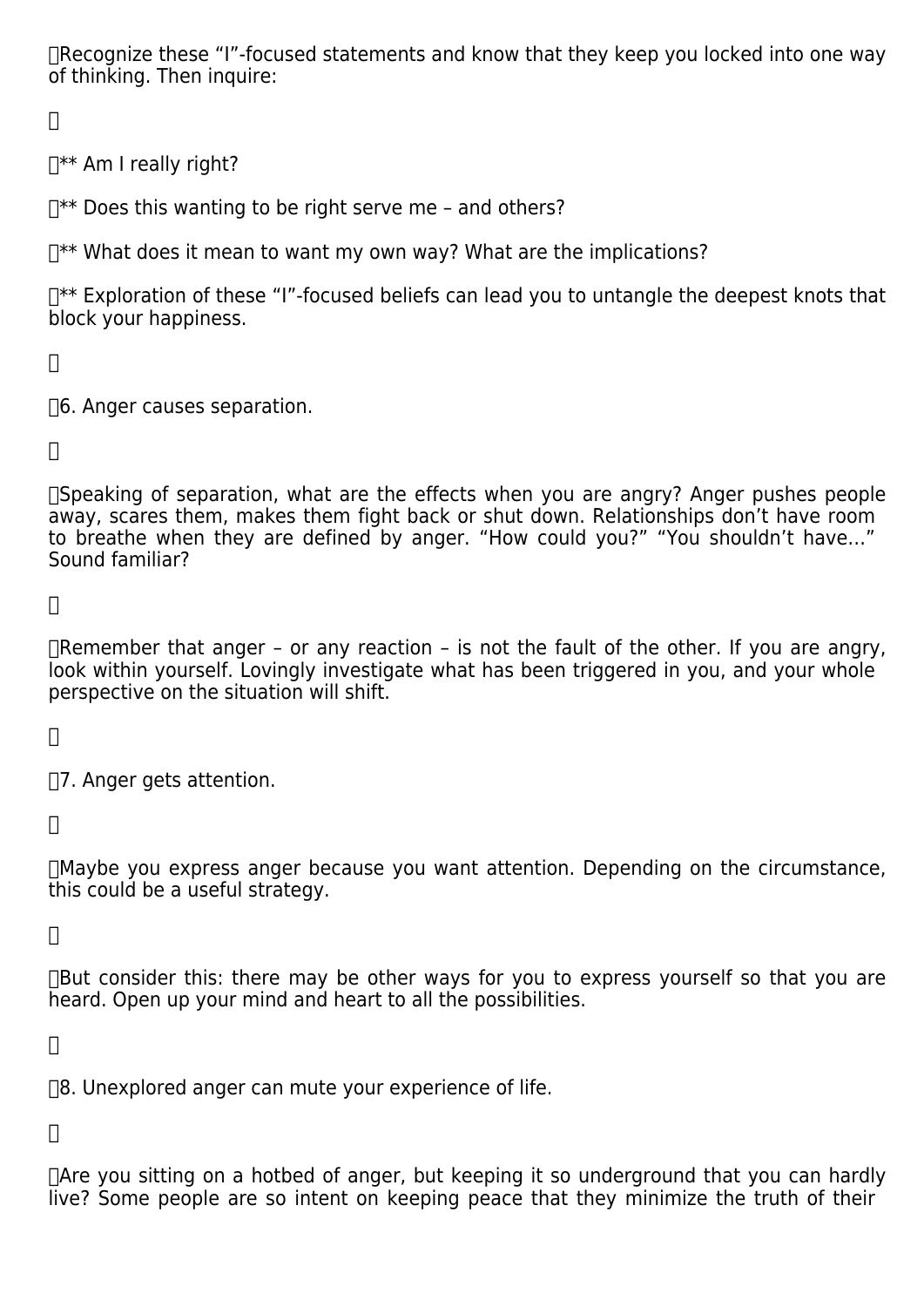Recognize these "I"-focused statements and know that they keep you locked into one way of thinking. Then inquire:

** Am I really right?

** Does this wanting to be right serve me – and others?

** What does it mean to want my own way? What are the implications?

** Exploration of these "I"-focused beliefs can lead you to untangle the deepest knots that block your happiness.

6. Anger causes separation.

Speaking of separation, what are the effects when you are angry? Anger pushes people away, scares them, makes them fight back or shut down. Relationships don't have room to breathe when they are defined by anger. "How could you?" "You shouldn't have…" Sound familiar?

Remember that anger – or any reaction – is not the fault of the other. If you are angry, look within yourself. Lovingly investigate what has been triggered in you, and your whole perspective on the situation will shift.

7. Anger gets attention.

Maybe you express anger because you want attention. Depending on the circumstance, this could be a useful strategy.

But consider this: there may be other ways for you to express yourself so that you are heard. Open up your mind and heart to all the possibilities.

8. Unexplored anger can mute your experience of life.

Are you sitting on a hotbed of anger, but keeping it so underground that you can hardly live? Some people are so intent on keeping peace that they minimize the truth of their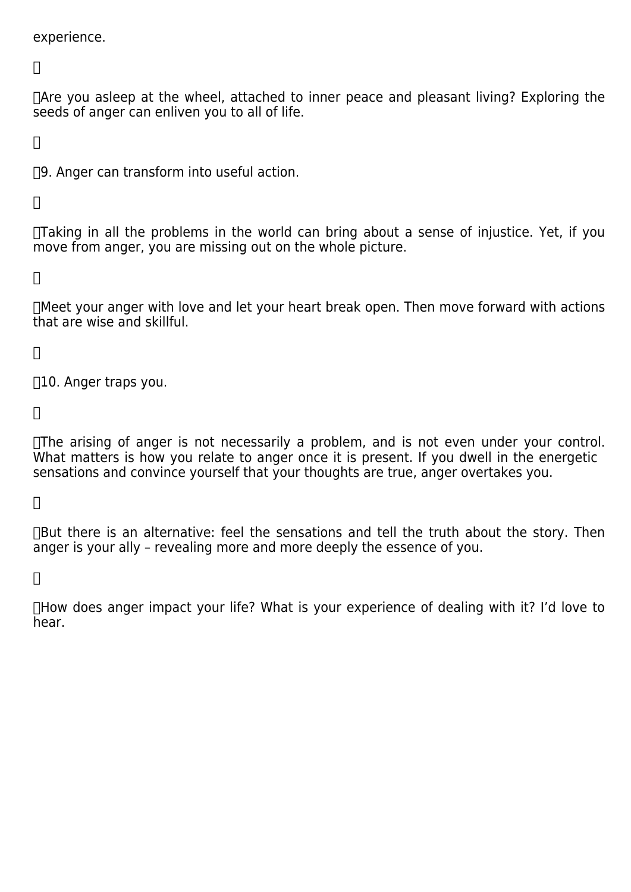experience.

Are you asleep at the wheel, attached to inner peace and pleasant living? Exploring the seeds of anger can enliven you to all of life.

9. Anger can transform into useful action.

Taking in all the problems in the world can bring about a sense of injustice. Yet, if you move from anger, you are missing out on the whole picture.

Meet your anger with love and let your heart break open. Then move forward with actions that are wise and skillful.

10. Anger traps you.

The arising of anger is not necessarily a problem, and is not even under your control. What matters is how you relate to anger once it is present. If you dwell in the energetic sensations and convince yourself that your thoughts are true, anger overtakes you.

But there is an alternative: feel the sensations and tell the truth about the story. Then anger is your ally – revealing more and more deeply the essence of you.

How does anger impact your life? What is your experience of dealing with it? I'd love to hear.